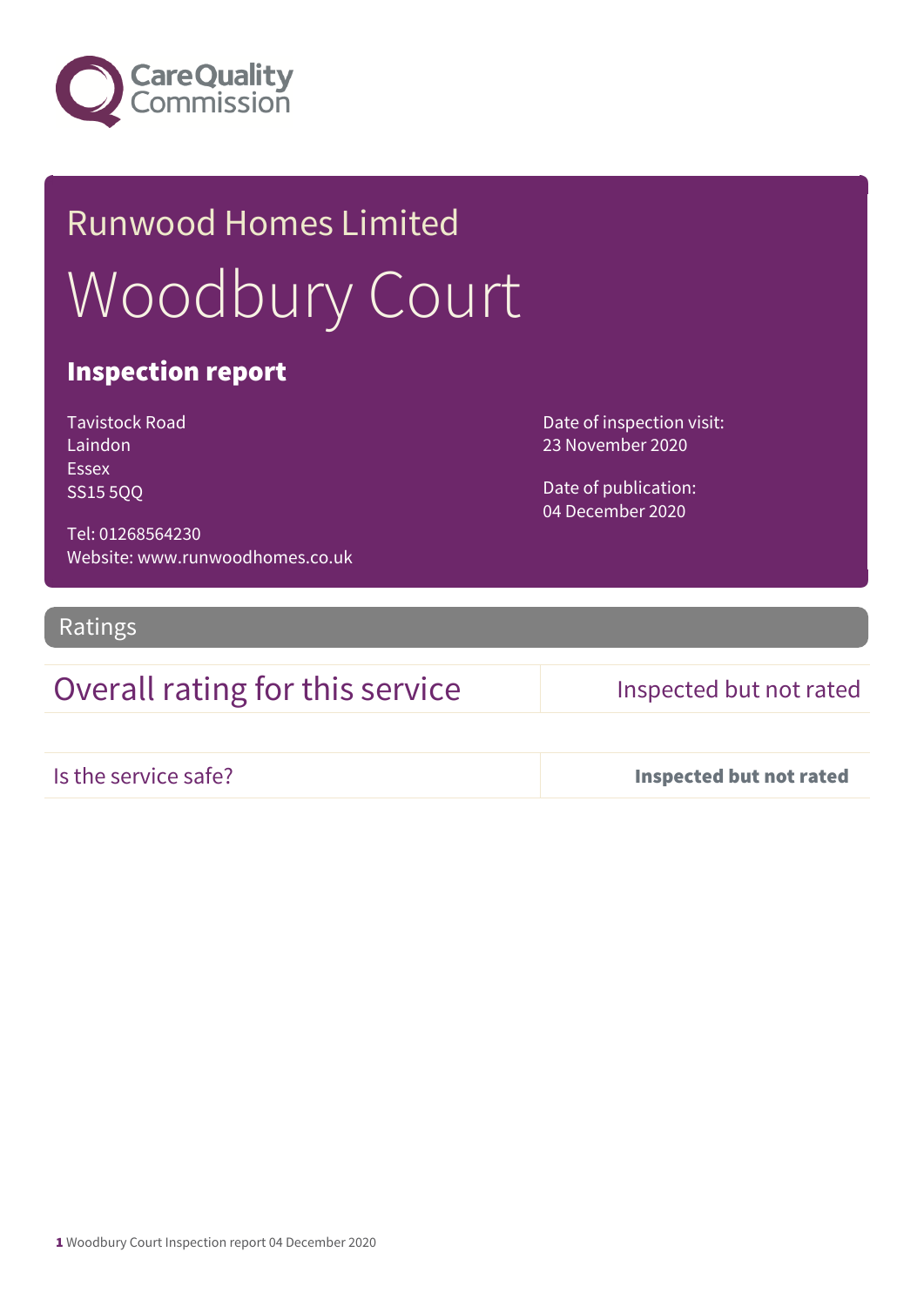Care Quality Commission

# Runwood Homes Limited

# Woodbury Court

## Inspection report

Tavistock Road
Laindon
Essex
SS15 5QQ

Tel: 01268564230
Website: www.runwoodhomes.co.uk

Date of inspection visit:
23 November 2020

Date of publication:
04 December 2020

## Ratings

| Overall rating for this service | Inspected but not rated |
| --- | --- |
| Is the service safe? | **Inspected but not rated** |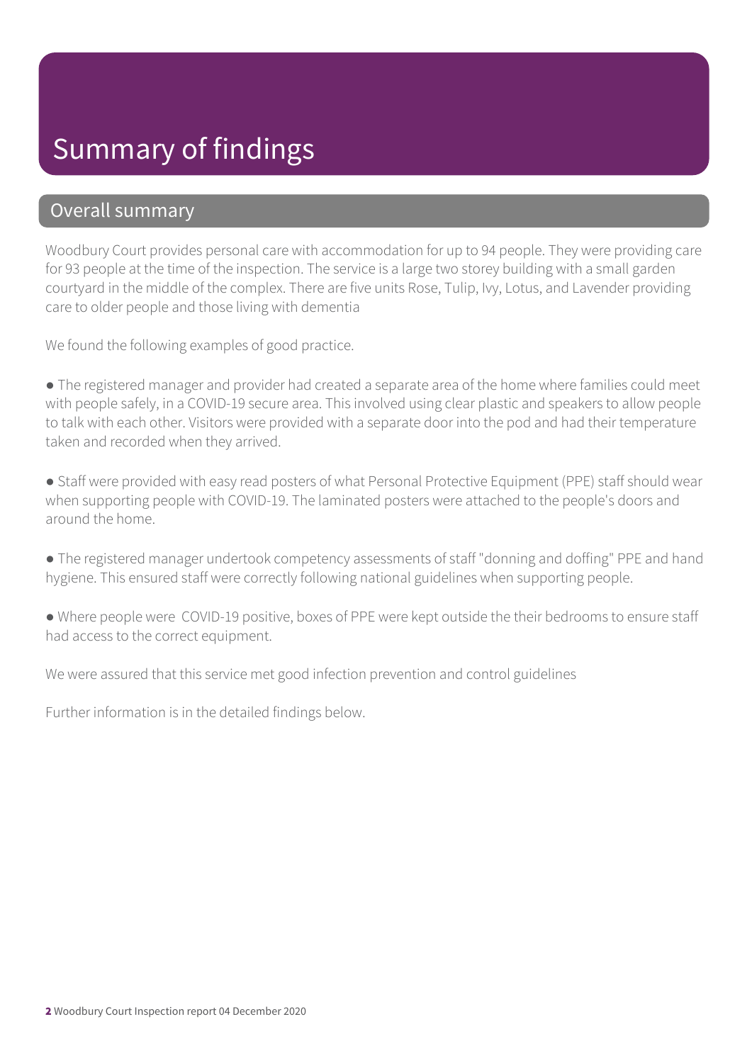# Summary of findings

## Overall summary

Woodbury Court provides personal care with accommodation for up to 94 people. They were providing care for 93 people at the time of the inspection. The service is a large two storey building with a small garden courtyard in the middle of the complex. There are five units Rose, Tulip, Ivy, Lotus, and Lavender providing care to older people and those living with dementia

We found the following examples of good practice.

- The registered manager and provider had created a separate area of the home where families could meet with people safely, in a COVID-19 secure area. This involved using clear plastic and speakers to allow people to talk with each other. Visitors were provided with a separate door into the pod and had their temperature taken and recorded when they arrived.

- Staff were provided with easy read posters of what Personal Protective Equipment (PPE) staff should wear when supporting people with COVID-19. The laminated posters were attached to the people's doors and around the home.

- The registered manager undertook competency assessments of staff "donning and doffing" PPE and hand hygiene. This ensured staff were correctly following national guidelines when supporting people.

- Where people were COVID-19 positive, boxes of PPE were kept outside the their bedrooms to ensure staff had access to the correct equipment.

We were assured that this service met good infection prevention and control guidelines

Further information is in the detailed findings below.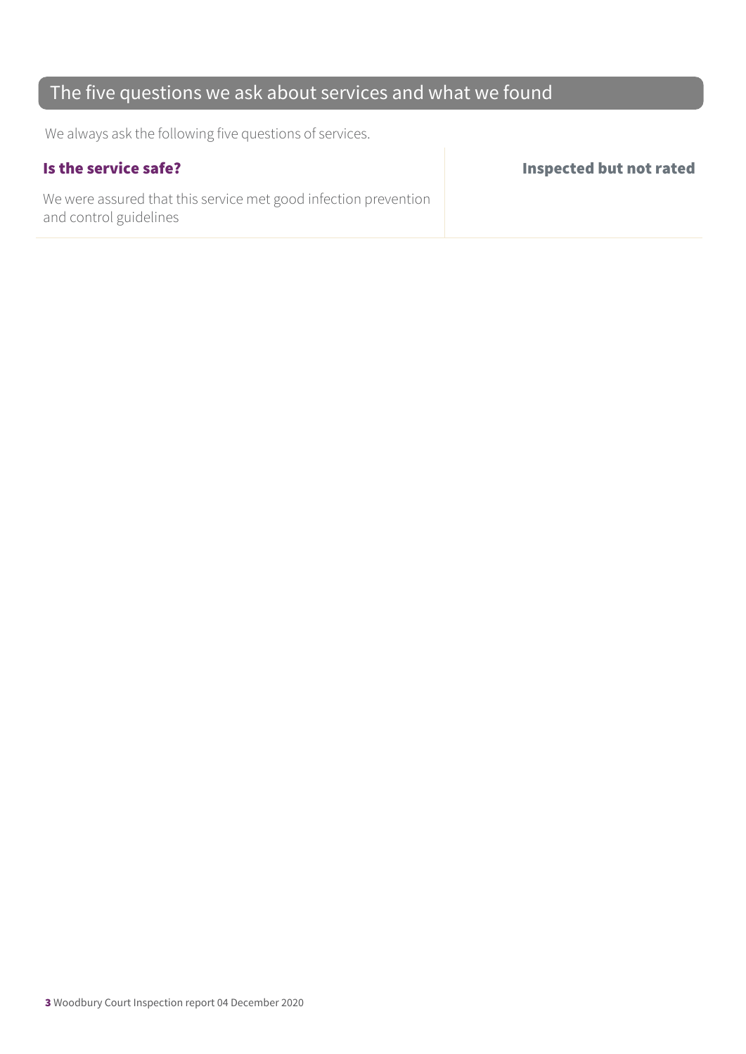## The five questions we ask about services and what we found

We always ask the following five questions of services.

### Is the service safe?

**Inspected but not rated**

We were assured that this service met good infection prevention and control guidelines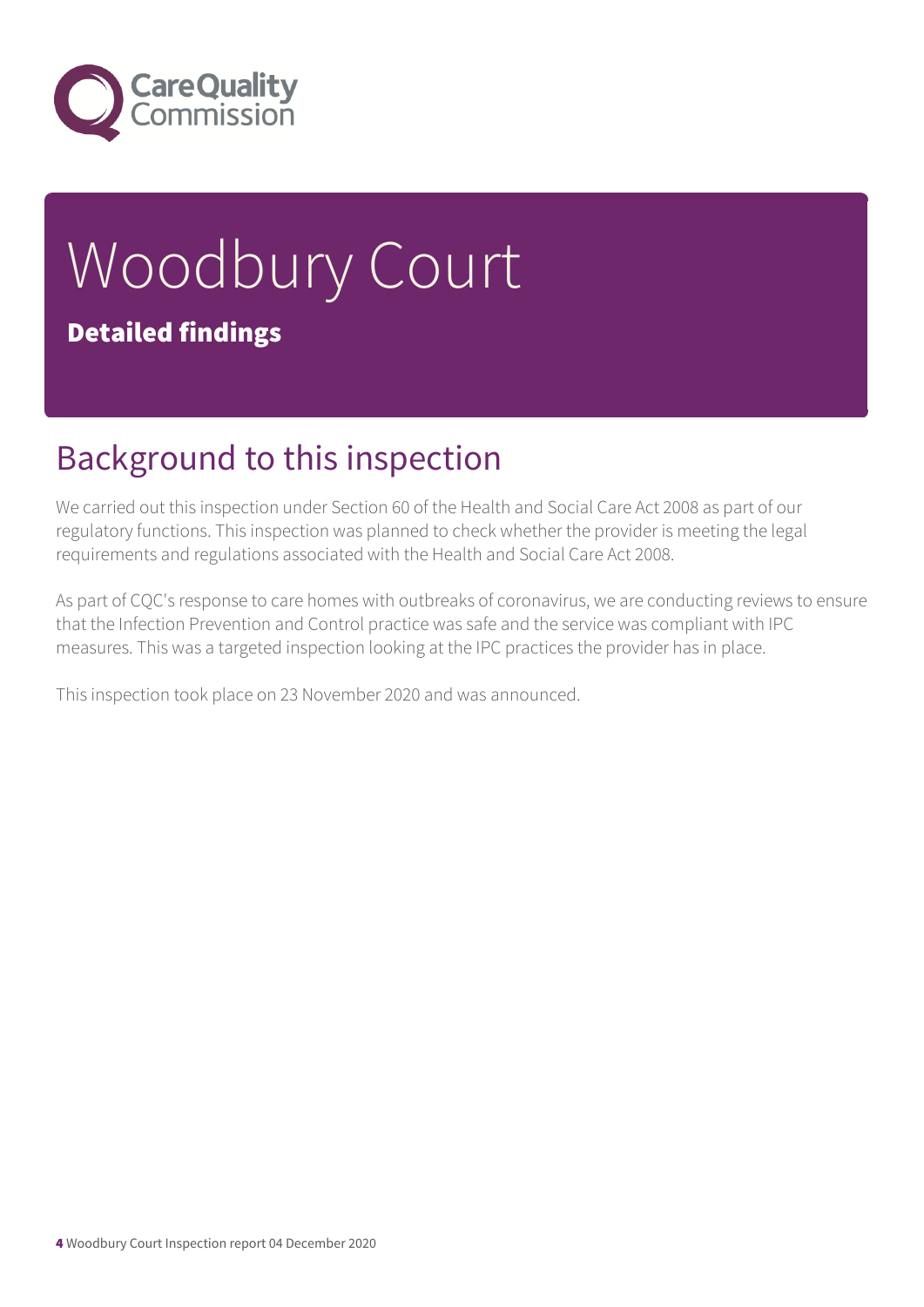# Woodbury Court

**Detailed findings**

## Background to this inspection

We carried out this inspection under Section 60 of the Health and Social Care Act 2008 as part of our regulatory functions. This inspection was planned to check whether the provider is meeting the legal requirements and regulations associated with the Health and Social Care Act 2008.

As part of CQC's response to care homes with outbreaks of coronavirus, we are conducting reviews to ensure that the Infection Prevention and Control practice was safe and the service was compliant with IPC measures. This was a targeted inspection looking at the IPC practices the provider has in place.

This inspection took place on 23 November 2020 and was announced.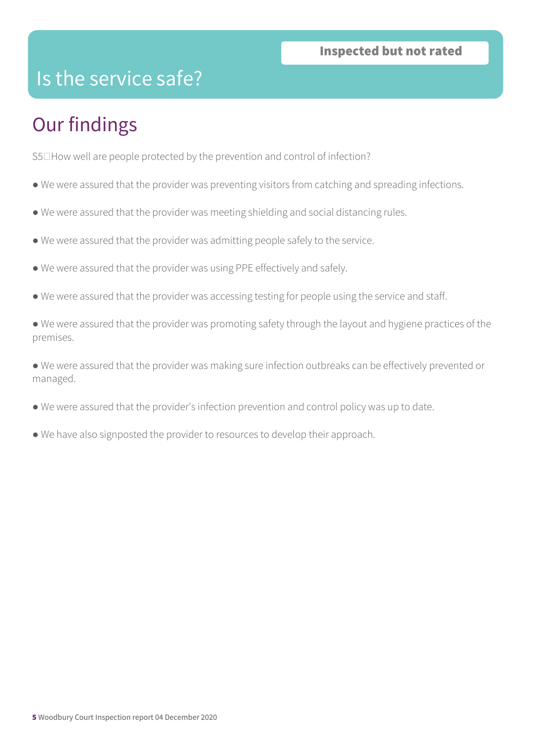**Inspected but not rated**

# Is the service safe?

## Our findings

S5 How well are people protected by the prevention and control of infection?

- We were assured that the provider was preventing visitors from catching and spreading infections.
- We were assured that the provider was meeting shielding and social distancing rules.
- We were assured that the provider was admitting people safely to the service.
- We were assured that the provider was using PPE effectively and safely.
- We were assured that the provider was accessing testing for people using the service and staff.
- We were assured that the provider was promoting safety through the layout and hygiene practices of the premises.
- We were assured that the provider was making sure infection outbreaks can be effectively prevented or managed.
- We were assured that the provider's infection prevention and control policy was up to date.
- We have also signposted the provider to resources to develop their approach.